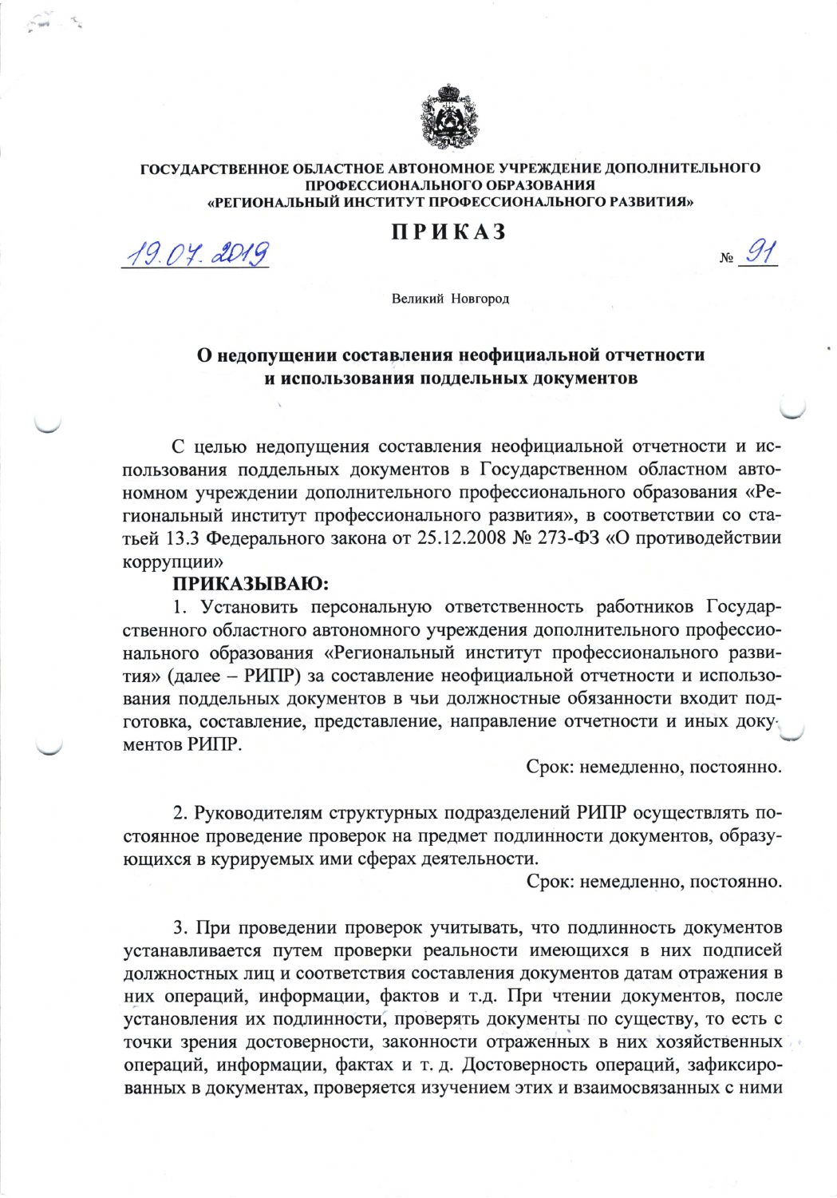**ГОСУДАРСТВЕННОЕ ОБЛАСТНОЕ АВТОНОМНОЕ УЧРЕЖДЕНИЕ ДОПОЛНИТЕЛЬНОГО ПРОФЕССИОНАЛЬНОГО ОБРАЗОВАНИЯ**
**«РЕГИОНАЛЬНЫЙ ИНСТИТУТ ПРОФЕССИОНАЛЬНОГО РАЗВИТИЯ»**

# ПРИКАЗ

19.07.2019 № 91

Великий Новгород

## О недопущении составления неофициальной отчетности и использования поддельных документов

С целью недопущения составления неофициальной отчетности и использования поддельных документов в Государственном областном автономном учреждении дополнительного профессионального образования «Региональный институт профессионального развития», в соответствии со статьей 13.3 Федерального закона от 25.12.2008 № 273-ФЗ «О противодействии коррупции»

**ПРИКАЗЫВАЮ:**

1. Установить персональную ответственность работников Государственного областного автономного учреждения дополнительного профессионального образования «Региональный институт профессионального развития» (далее – РИПР) за составление неофициальной отчетности и использования поддельных документов в чьи должностные обязанности входит подготовка, составление, представление, направление отчетности и иных документов РИПР.

Срок: немедленно, постоянно.

2. Руководителям структурных подразделений РИПР осуществлять постоянное проведение проверок на предмет подлинности документов, образующихся в курируемых ими сферах деятельности.

Срок: немедленно, постоянно.

3. При проведении проверок учитывать, что подлинность документов устанавливается путем проверки реальности имеющихся в них подписей должностных лиц и соответствия составления документов датам отражения в них операций, информации, фактов и т.д. При чтении документов, после установления их подлинности, проверять документы по существу, то есть с точки зрения достоверности, законности отраженных в них хозяйственных операций, информации, фактах и т. д. Достоверность операций, зафиксированных в документах, проверяется изучением этих и взаимосвязанных с ними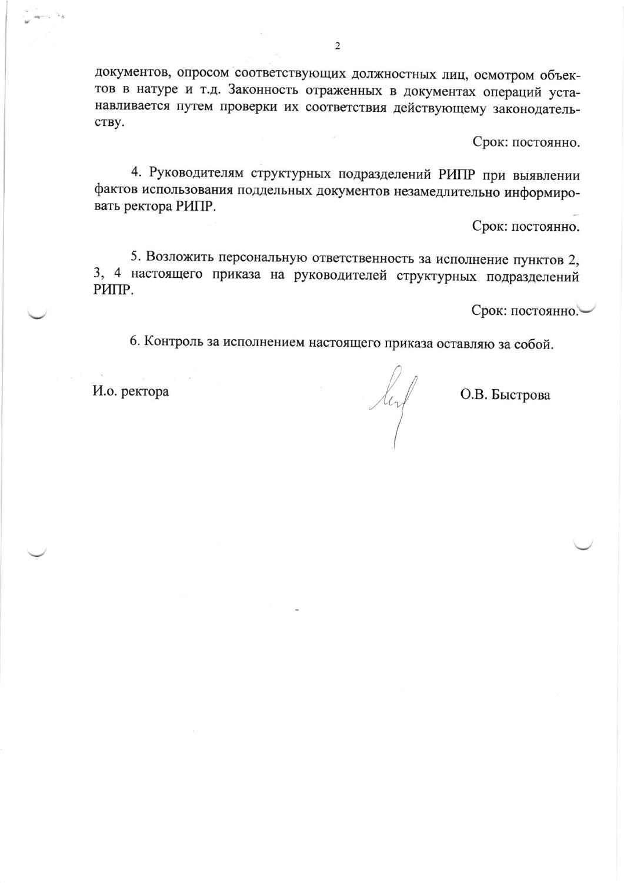документов, опросом соответствующих должностных лиц, осмотром объектов в натуре и т.д. Законность отраженных в документах операций устанавливается путем проверки их соответствия действующему законодательству.

Срок: постоянно.

4. Руководителям структурных подразделений РИПР при выявлении фактов использования поддельных документов незамедлительно информировать ректора РИПР.

Срок: постоянно.

5. Возложить персональную ответственность за исполнение пунктов 2, 3, 4 настоящего приказа на руководителей структурных подразделений РИПР.

Срок: постоянно.

6. Контроль за исполнением настоящего приказа оставляю за собой.

И.о. ректора О.В. Быстрова